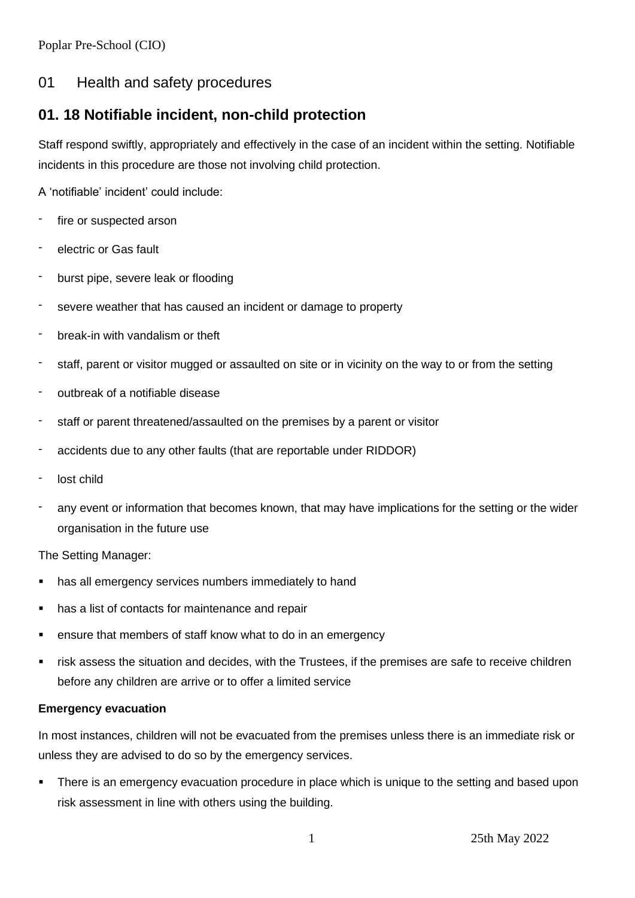Poplar Pre-School (CIO)

## 01 Health and safety procedures

## 01. 18 Notifiable incident, non-child protection

Staff respond swiftly, appropriately and effectively in the case of an incident within the setting. Notifiable incidents in this procedure are those not involving child protection.

A 'notifiable' incident' could include:

- fire or suspected arson
- electric or Gas fault
- burst pipe, severe leak or flooding
- severe weather that has caused an incident or damage to property
- break-in with vandalism or theft
- staff, parent or visitor mugged or assaulted on site or in vicinity on the way to or from the setting
- outbreak of a notifiable disease
- staff or parent threatened/assaulted on the premises by a parent or visitor
- accidents due to any other faults (that are reportable under RIDDOR)
- lost child
- any event or information that becomes known, that may have implications for the setting or the wider organisation in the future use

The Setting Manager:

- has all emergency services numbers immediately to hand
- has a list of contacts for maintenance and repair
- ensure that members of staff know what to do in an emergency
- risk assess the situation and decides, with the Trustees, if the premises are safe to receive children before any children are arrive or to offer a limited service

**Emergency evacuation**

In most instances, children will not be evacuated from the premises unless there is an immediate risk or unless they are advised to do so by the emergency services.

- There is an emergency evacuation procedure in place which is unique to the setting and based upon risk assessment in line with others using the building.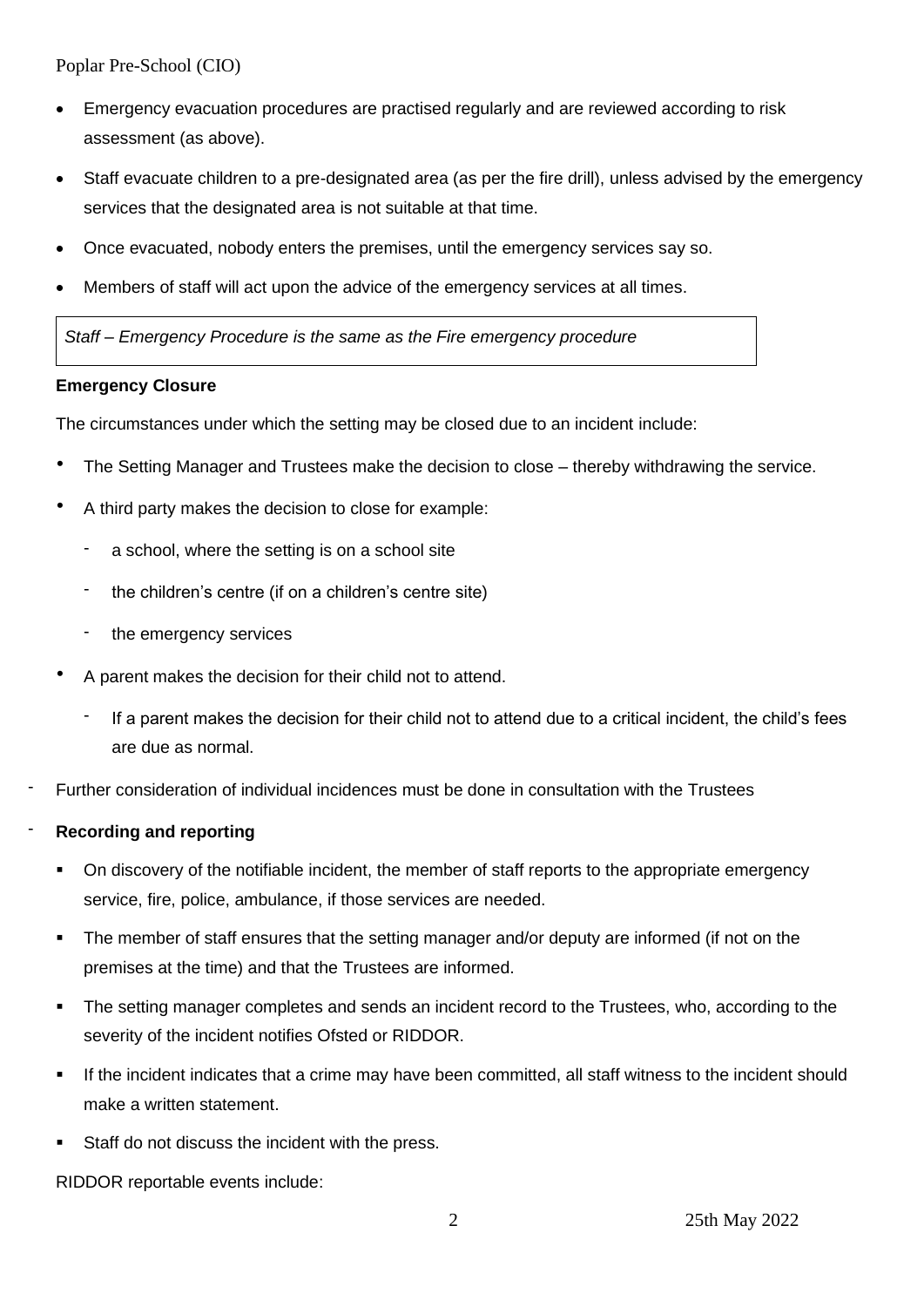- Emergency evacuation procedures are practised regularly and are reviewed according to risk assessment (as above).
- Staff evacuate children to a pre-designated area (as per the fire drill), unless advised by the emergency services that the designated area is not suitable at that time.
- Once evacuated, nobody enters the premises, until the emergency services say so.
- Members of staff will act upon the advice of the emergency services at all times.

*Staff – Emergency Procedure is the same as the Fire emergency procedure*

**Emergency Closure**

The circumstances under which the setting may be closed due to an incident include:

- The Setting Manager and Trustees make the decision to close – thereby withdrawing the service.
- A third party makes the decision to close for example:
  - a school, where the setting is on a school site
  - the children's centre (if on a children's centre site)
  - the emergency services
- A parent makes the decision for their child not to attend.
  - If a parent makes the decision for their child not to attend due to a critical incident, the child's fees are due as normal.

- Further consideration of individual incidences must be done in consultation with the Trustees

- **Recording and reporting**

  - On discovery of the notifiable incident, the member of staff reports to the appropriate emergency service, fire, police, ambulance, if those services are needed.
  - The member of staff ensures that the setting manager and/or deputy are informed (if not on the premises at the time) and that the Trustees are informed.
  - The setting manager completes and sends an incident record to the Trustees, who, according to the severity of the incident notifies Ofsted or RIDDOR.
  - If the incident indicates that a crime may have been committed, all staff witness to the incident should make a written statement.
  - Staff do not discuss the incident with the press.

RIDDOR reportable events include: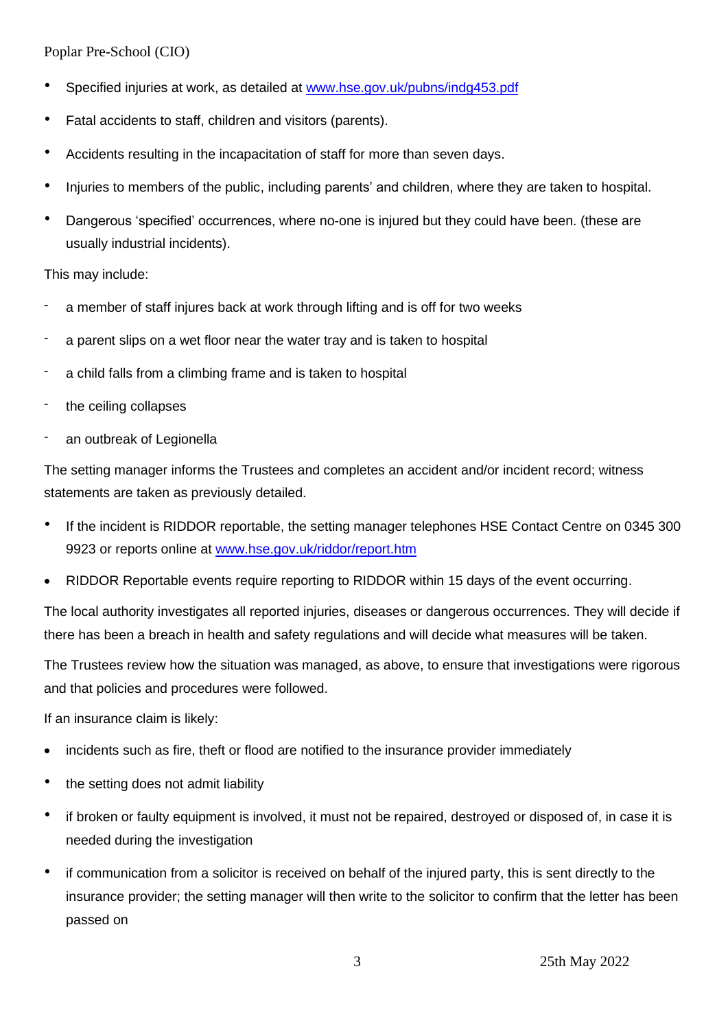- Specified injuries at work, as detailed at www.hse.gov.uk/pubns/indg453.pdf
- Fatal accidents to staff, children and visitors (parents).
- Accidents resulting in the incapacitation of staff for more than seven days.
- Injuries to members of the public, including parents' and children, where they are taken to hospital.
- Dangerous 'specified' occurrences, where no-one is injured but they could have been. (these are usually industrial incidents).

This may include:

- a member of staff injures back at work through lifting and is off for two weeks
- a parent slips on a wet floor near the water tray and is taken to hospital
- a child falls from a climbing frame and is taken to hospital
- the ceiling collapses
- an outbreak of Legionella

The setting manager informs the Trustees and completes an accident and/or incident record; witness statements are taken as previously detailed.

- If the incident is RIDDOR reportable, the setting manager telephones HSE Contact Centre on 0345 300 9923 or reports online at www.hse.gov.uk/riddor/report.htm
- RIDDOR Reportable events require reporting to RIDDOR within 15 days of the event occurring.

The local authority investigates all reported injuries, diseases or dangerous occurrences. They will decide if there has been a breach in health and safety regulations and will decide what measures will be taken.

The Trustees review how the situation was managed, as above, to ensure that investigations were rigorous and that policies and procedures were followed.

If an insurance claim is likely:

- incidents such as fire, theft or flood are notified to the insurance provider immediately
- the setting does not admit liability
- if broken or faulty equipment is involved, it must not be repaired, destroyed or disposed of, in case it is needed during the investigation
- if communication from a solicitor is received on behalf of the injured party, this is sent directly to the insurance provider; the setting manager will then write to the solicitor to confirm that the letter has been passed on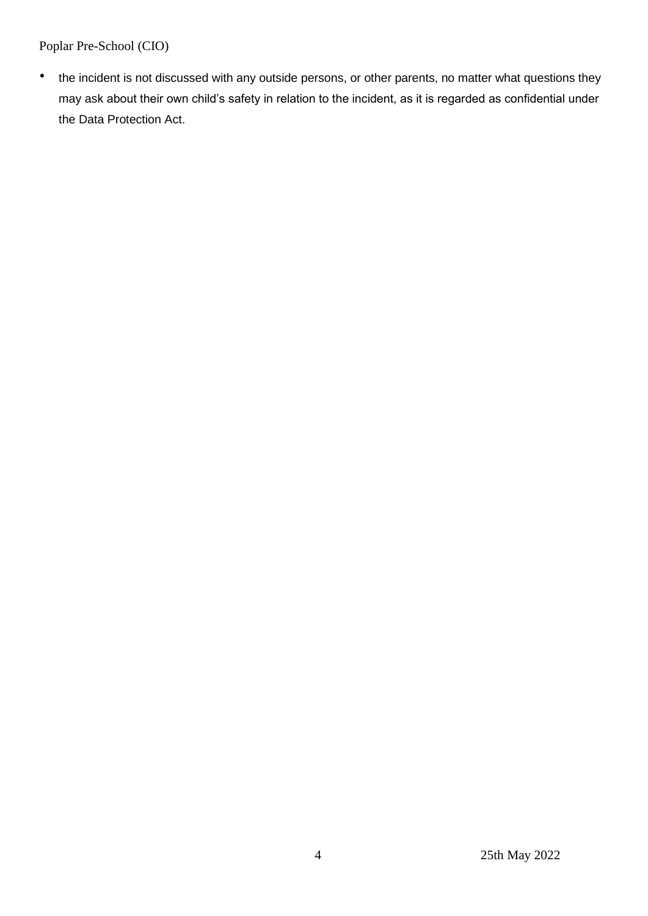- the incident is not discussed with any outside persons, or other parents, no matter what questions they may ask about their own child's safety in relation to the incident, as it is regarded as confidential under the Data Protection Act.